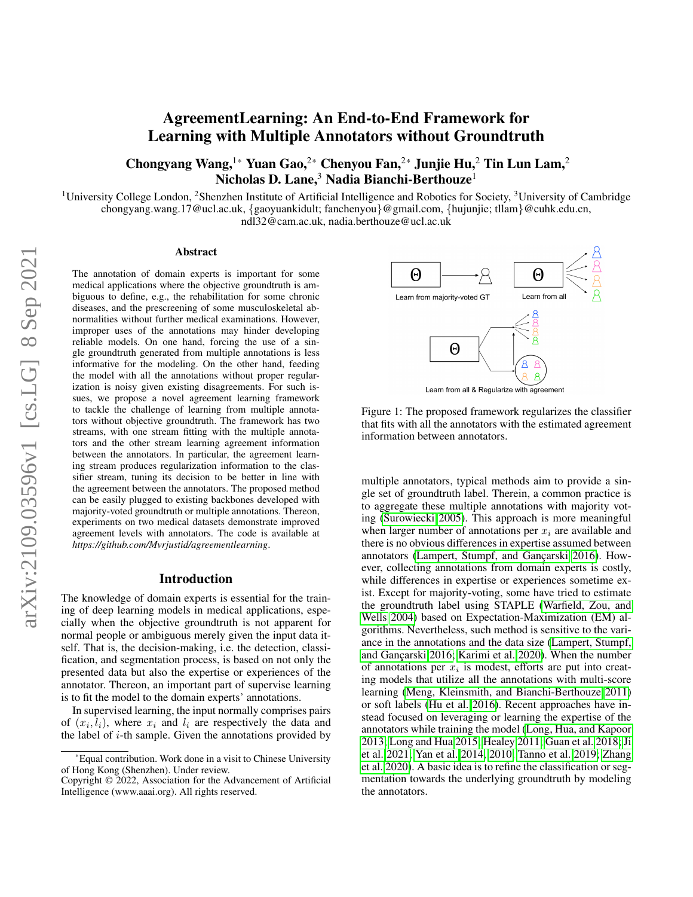# AgreementLearning: An End-to-End Framework for Learning with Multiple Annotators without Groundtruth

**Chongyang Wang,[1*] Yuan Gao,[2*] Chenyou Fan,[2*] Junjie Hu,[2] Tin Lun Lam,[2] Nicholas D. Lane,[3] Nadia Bianchi-Berthouze[1]**

[1]University College London, [2]Shenzhen Institute of Artificial Intelligence and Robotics for Society, [3]University of Cambridge
chongyang.wang.17@ucl.ac.uk, {gaoyuankidult; fanchenyou}@gmail.com, {hujunjie; tllam}@cuhk.edu.cn, ndl32@cam.ac.uk, nadia.berthouze@ucl.ac.uk

## Abstract

The annotation of domain experts is important for some medical applications where the objective groundtruth is ambiguous to define, e.g., the rehabilitation for some chronic diseases, and the prescreening of some musculoskeletal abnormalities without further medical examinations. However, improper uses of the annotations may hinder developing reliable models. On one hand, forcing the use of a single groundtruth generated from multiple annotations is less informative for the modeling. On the other hand, feeding the model with all the annotations without proper regularization is noisy given existing disagreements. For such issues, we propose a novel agreement learning framework to tackle the challenge of learning from multiple annotators without objective groundtruth. The framework has two streams, with one stream fitting with the multiple annotators and the other stream learning agreement information between the annotators. In particular, the agreement learning stream produces regularization information to the classifier stream, tuning its decision to be better in line with the agreement between the annotators. The proposed method can be easily plugged to existing backbones developed with majority-voted groundtruth or multiple annotations. Thereon, experiments on two medical datasets demonstrate improved agreement levels with annotators. The code is available at *https://github.com/Mvrjustid/agreementlearning*.

## Introduction

The knowledge of domain experts is essential for the training of deep learning models in medical applications, especially when the objective groundtruth is not apparent for normal people or ambiguous merely given the input data itself. That is, the decision-making, i.e. the detection, classification, and segmentation process, is based on not only the presented data but also the expertise or experiences of the annotator. Thereon, an important part of supervise learning is to fit the model to the domain experts' annotations.

In supervised learning, the input normally comprises pairs of $(x_i, l_i)$, where $x_i$ and $l_i$ are respectively the data and the label of $i$-th sample. Given the annotations provided by multiple annotators, typical methods aim to provide a single set of groundtruth label. Therein, a common practice is to aggregate these multiple annotations with majority voting (Surowiecki 2005). This approach is more meaningful when larger number of annotations per $x_i$ are available and there is no obvious differences in expertise assumed between annotators (Lampert, Stumpf, and Gançarski 2016). However, collecting annotations from domain experts is costly, while differences in expertise or experiences sometime exist. Except for majority-voting, some have tried to estimate the groundtruth label using STAPLE (Warfield, Zou, and Wells 2004) based on Expectation-Maximization (EM) algorithms. Nevertheless, such method is sensitive to the variance in the annotations and the data size (Lampert, Stumpf, and Gançarski 2016; Karimi et al. 2020). When the number of annotations per $x_i$ is modest, efforts are put into creating models that utilize all the annotations with multi-score learning (Meng, Kleinsmith, and Bianchi-Berthouze 2011) or soft labels (Hu et al. 2016). Recent approaches have instead focused on leveraging or learning the expertise of the annotators while training the model (Long, Hua, and Kapoor 2013; Long and Hua 2015; Healey 2011; Guan et al. 2018; Ji et al. 2021; Yan et al. 2014, 2010; Tanno et al. 2019; Zhang et al. 2020). A basic idea is to refine the classification or segmentation towards the underlying groundtruth by modeling the annotators.

Figure 1: The proposed framework regularizes the classifier that fits with all the annotators with the estimated agreement information between annotators.

*Equal contribution. Work done in a visit to Chinese University of Hong Kong (Shenzhen). Under review.
Copyright © 2022, Association for the Advancement of Artificial Intelligence (www.aaai.org). All rights reserved.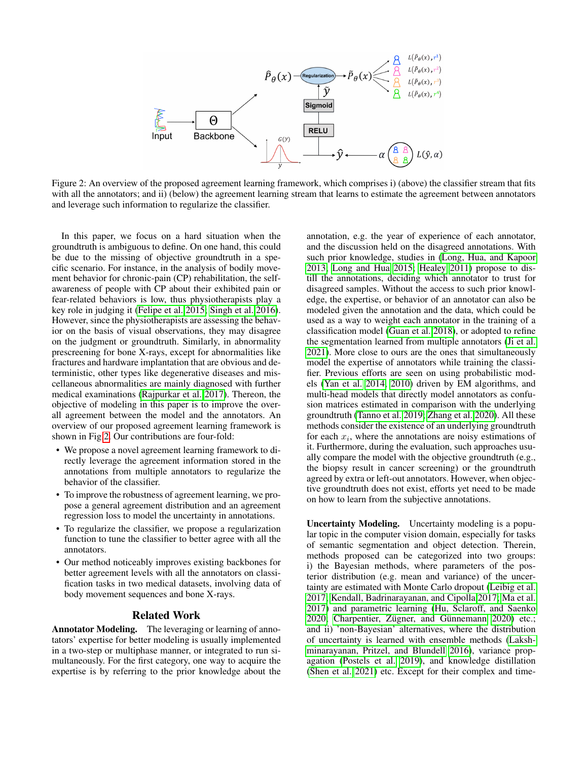Figure 2: An overview of the proposed agreement learning framework, which comprises i) (above) the classifier stream that fits with all the annotators; and ii) (below) the agreement learning stream that learns to estimate the agreement between annotators and leverage such information to regularize the classifier.

In this paper, we focus on a hard situation when the groundtruth is ambiguous to define. On one hand, this could be due to the missing of objective groundtruth in a specific scenario. For instance, in the analysis of bodily movement behavior for chronic-pain (CP) rehabilitation, the self-awareness of people with CP about their exhibited pain or fear-related behaviors is low, thus physiotherapists play a key role in judging it (Felipe et al. 2015; Singh et al. 2016). However, since the physiotherapists are assessing the behavior on the basis of visual observations, they may disagree on the judgment or groundtruth. Similarly, in abnormality prescreening for bone X-rays, except for abnormalities like fractures and hardware implantation that are obvious and deterministic, other types like degenerative diseases and miscellaneous abnormalities are mainly diagnosed with further medical examinations (Rajpurkar et al. 2017). Thereon, the objective of modeling in this paper is to improve the overall agreement between the model and the annotators. An overview of our proposed agreement learning framework is shown in Fig 2. Our contributions are four-fold:

- We propose a novel agreement learning framework to directly leverage the agreement information stored in the annotations from multiple annotators to regularize the behavior of the classifier.
- To improve the robustness of agreement learning, we propose a general agreement distribution and an agreement regression loss to model the uncertainty in annotations.
- To regularize the classifier, we propose a regularization function to tune the classifier to better agree with all the annotators.
- Our method noticeably improves existing backbones for better agreement levels with all the annotators on classification tasks in two medical datasets, involving data of body movement sequences and bone X-rays.

## Related Work

**Annotator Modeling.** The leveraging or learning of annotators' expertise for better modeling is usually implemented in a two-step or multiphase manner, or integrated to run simultaneously. For the first category, one way to acquire the expertise is by referring to the prior knowledge about the annotation, e.g. the year of experience of each annotator, and the discussion held on the disagreed annotations. With such prior knowledge, studies in (Long, Hua, and Kapoor 2013; Long and Hua 2015; Healey 2011) propose to distill the annotations, deciding which annotator to trust for disagreed samples. Without the access to such prior knowledge, the expertise, or behavior of an annotator can also be modeled given the annotation and the data, which could be used as a way to weight each annotator in the training of a classification model (Guan et al. 2018), or adopted to refine the segmentation learned from multiple annotators (Ji et al. 2021). More close to ours are the ones that simultaneously model the expertise of annotators while training the classifier. Previous efforts are seen on using probabilistic models (Yan et al. 2014, 2010) driven by EM algorithms, and multi-head models that directly model annotators as confusion matrices estimated in comparison with the underlying groundtruth (Tanno et al. 2019; Zhang et al. 2020). All these methods consider the existence of an underlying groundtruth for each $x_i$, where the annotations are noisy estimations of it. Furthermore, during the evaluation, such approaches usually compare the model with the objective groundtruth (e.g., the biopsy result in cancer screening) or the groundtruth agreed by extra or left-out annotators. However, when objective groundtruth does not exist, efforts yet need to be made on how to learn from the subjective annotations.

**Uncertainty Modeling.** Uncertainty modeling is a popular topic in the computer vision domain, especially for tasks of semantic segmentation and object detection. Therein, methods proposed can be categorized into two groups: i) the Bayesian methods, where parameters of the posterior distribution (e.g. mean and variance) of the uncertainty are estimated with Monte Carlo dropout (Leibig et al. 2017; Kendall, Badrinarayanan, and Cipolla 2017; Ma et al. 2017) and parametric learning (Hu, Sclaroff, and Saenko 2020; Charpentier, Zügner, and Günnemann 2020) etc.; and ii) 'non-Bayesian' alternatives, where the distribution of uncertainty is learned with ensemble methods (Lakshminarayanan, Pritzel, and Blundell 2016), variance propagation (Postels et al. 2019), and knowledge distillation (Shen et al. 2021) etc. Except for their complex and time-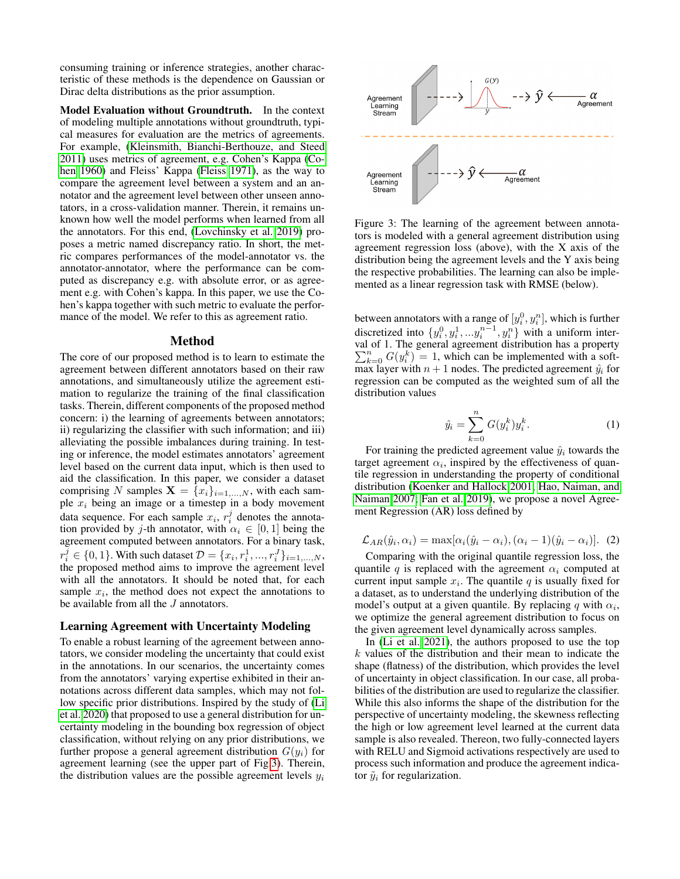consuming training or inference strategies, another characteristic of these methods is the dependence on Gaussian or Dirac delta distributions as the prior assumption.

**Model Evaluation without Groundtruth.** In the context of modeling multiple annotations without groundtruth, typical measures for evaluation are the metrics of agreements. For example, (Kleinsmith, Bianchi-Berthouze, and Steed 2011) uses metrics of agreement, e.g. Cohen's Kappa (Cohen 1960) and Fleiss' Kappa (Fleiss 1971), as the way to compare the agreement level between a system and an annotator and the agreement level between other unseen annotators, in a cross-validation manner. Therein, it remains unknown how well the model performs when learned from all the annotators. For this end, (Lovchinsky et al. 2019) proposes a metric named discrepancy ratio. In short, the metric compares performances of the model-annotator vs. the annotator-annotator, where the performance can be computed as discrepancy e.g. with absolute error, or as agreement e.g. with Cohen's kappa. In this paper, we use the Cohen's kappa together with such metric to evaluate the performance of the model. We refer to this as agreement ratio.

## Method

The core of our proposed method is to learn to estimate the agreement between different annotators based on their raw annotations, and simultaneously utilize the agreement estimation to regularize the training of the final classification tasks. Therein, different components of the proposed method concern: i) the learning of agreements between annotators; ii) regularizing the classifier with such information; and iii) alleviating the possible imbalances during training. In testing or inference, the model estimates annotators' agreement level based on the current data input, which is then used to aid the classification. In this paper, we consider a dataset comprising $N$ samples $\mathbf{X} = \{x_i\}_{i=1,...,N}$, with each sample $x_i$ being an image or a timestep in a body movement data sequence. For each sample $x_i$, $r_i^j$ denotes the annotation provided by $j$-th annotator, with $\alpha_i \in [0, 1]$ being the agreement computed between annotators. For a binary task, $r_i^j \in \{0, 1\}$. With such dataset $\mathcal{D} = \{x_i, r_i^1, ..., r_i^J\}_{i=1,...,N}$, the proposed method aims to improve the agreement level with all the annotators. It should be noted that, for each sample $x_i$, the method does not expect the annotations to be available from all the $J$ annotators.

### Learning Agreement with Uncertainty Modeling

To enable a robust learning of the agreement between annotators, we consider modeling the uncertainty that could exist in the annotations. In our scenarios, the uncertainty comes from the annotators' varying expertise exhibited in their annotations across different data samples, which may not follow specific prior distributions. Inspired by the study of (Li et al. 2020) that proposed to use a general distribution for uncertainty modeling in the bounding box regression of object classification, without relying on any prior distributions, we further propose a general agreement distribution $G(y_i)$ for agreement learning (see the upper part of Fig 3). Therein, the distribution values are the possible agreement levels $y_i$ between annotators with a range of $[y_i^0, y_i^n]$, which is further discretized into $\{y_i^0, y_i^1, ...y_i^{n-1}, y_i^n\}$ with a uniform interval of 1. The general agreement distribution has a property $\sum_{k=0}^{n} G(y_i^k) = 1$, which can be implemented with a softmax layer with $n + 1$ nodes. The predicted agreement $\hat{y}_i$ for regression can be computed as the weighted sum of all the distribution values

$$\hat{y}_i = \sum_{k=0}^{n} G(y_i^k) y_i^k. \tag{1}$$

For training the predicted agreement value $\hat{y}_i$ towards the target agreement $\alpha_i$, inspired by the effectiveness of quantile regression in understanding the property of conditional distribution (Koenker and Hallock 2001; Hao, Naiman, and Naiman 2007; Fan et al. 2019), we propose a novel Agreement Regression (AR) loss defined by

$$\mathcal{L}_{AR}(\hat{y}_i, \alpha_i) = \max[\alpha_i(\hat{y}_i - \alpha_i), (\alpha_i - 1)(\hat{y}_i - \alpha_i)]. \tag{2}$$

Comparing with the original quantile regression loss, the quantile $q$ is replaced with the agreement $\alpha_i$ computed at current input sample $x_i$. The quantile $q$ is usually fixed for a dataset, as to understand the underlying distribution of the model's output at a given quantile. By replacing $q$ with $\alpha_i$, we optimize the general agreement distribution to focus on the given agreement level dynamically across samples.

In (Li et al. 2021), the authors proposed to use the top $k$ values of the distribution and their mean to indicate the shape (flatness) of the distribution, which provides the level of uncertainty in object classification. In our case, all probabilities of the distribution are used to regularize the classifier. While this also informs the shape of the distribution for the perspective of uncertainty modeling, the skewness reflecting the high or low agreement level learned at the current data sample is also revealed. Thereon, two fully-connected layers with RELU and Sigmoid activations respectively are used to process such information and produce the agreement indicator $\tilde{y}_i$ for regularization.

Figure 3: The learning of the agreement between annotators is modeled with a general agreement distribution using agreement regression loss (above), with the X axis of the distribution being the agreement levels and the Y axis being the respective probabilities. The learning can also be implemented as a linear regression task with RMSE (below).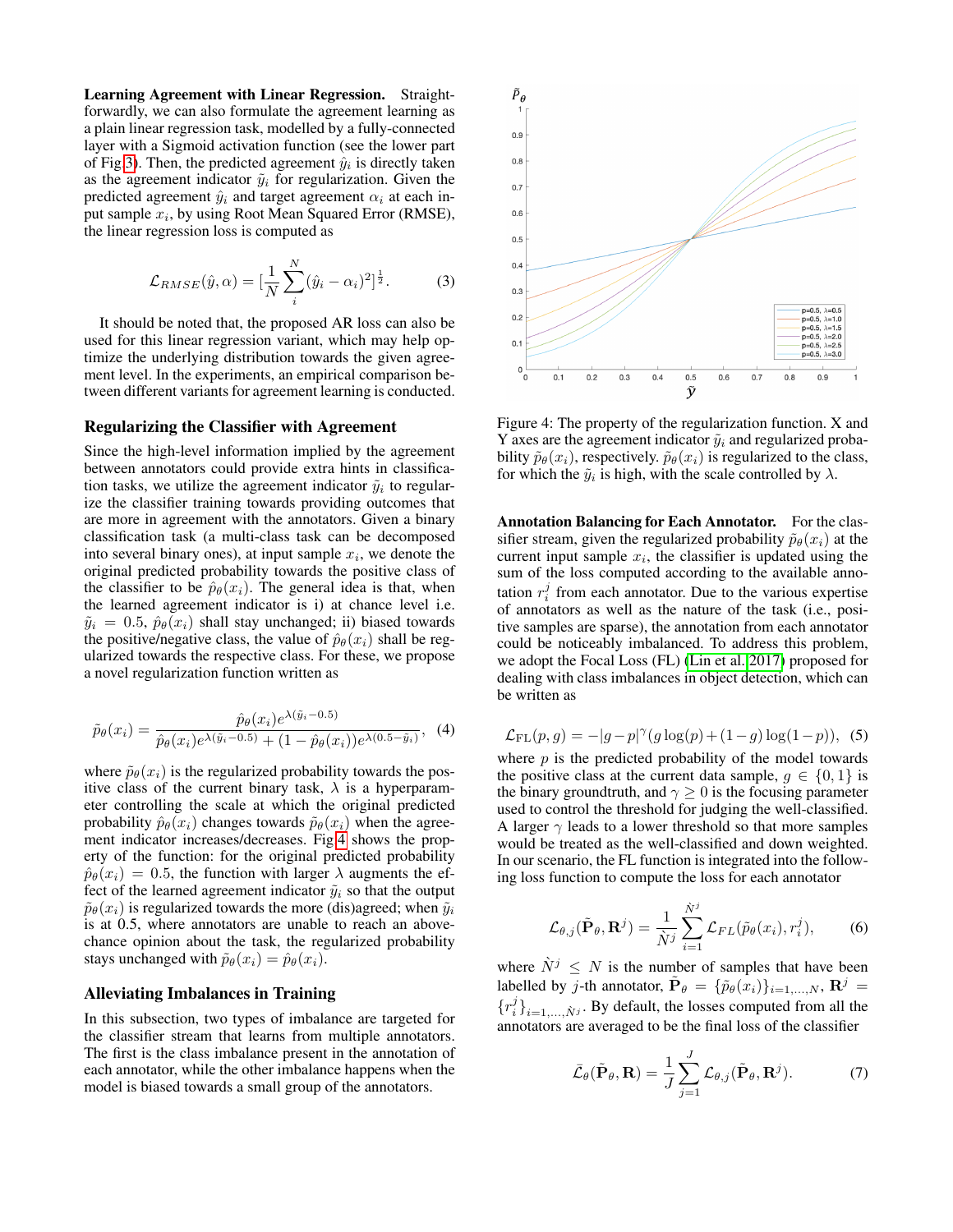**Learning Agreement with Linear Regression.** Straightforwardly, we can also formulate the agreement learning as a plain linear regression task, modelled by a fully-connected layer with a Sigmoid activation function (see the lower part of Fig 3). Then, the predicted agreement $\hat{y}_i$ is directly taken as the agreement indicator $\tilde{y}_i$ for regularization. Given the predicted agreement $\hat{y}_i$ and target agreement $\alpha_i$ at each input sample $x_i$, by using Root Mean Squared Error (RMSE), the linear regression loss is computed as

$$\mathcal{L}_{RMSE}(\hat{y}, \alpha) = [\frac{1}{N}\sum_{i}^{N}(\hat{y}_i - \alpha_i)^2]^{\frac{1}{2}}. \tag{3}$$

It should be noted that, the proposed AR loss can also be used for this linear regression variant, which may help optimize the underlying distribution towards the given agreement level. In the experiments, an empirical comparison between different variants for agreement learning is conducted.

## Regularizing the Classifier with Agreement

Since the high-level information implied by the agreement between annotators could provide extra hints in classification tasks, we utilize the agreement indicator $\tilde{y}_i$ to regularize the classifier training towards providing outcomes that are more in agreement with the annotators. Given a binary classification task (a multi-class task can be decomposed into several binary ones), at input sample $x_i$, we denote the original predicted probability towards the positive class of the classifier to be $\hat{p}_\theta(x_i)$. The general idea is that, when the learned agreement indicator is i) at chance level i.e. $\tilde{y}_i = 0.5$, $\hat{p}_\theta(x_i)$ shall stay unchanged; ii) biased towards the positive/negative class, the value of $\hat{p}_\theta(x_i)$ shall be regularized towards the respective class. For these, we propose a novel regularization function written as

$$\tilde{p}_\theta(x_i) = \frac{\hat{p}_\theta(x_i)e^{\lambda(\tilde{y}_i - 0.5)}}{\hat{p}_\theta(x_i)e^{\lambda(\tilde{y}_i - 0.5)} + (1 - \hat{p}_\theta(x_i))e^{\lambda(0.5 - \tilde{y}_i)}}, \tag{4}$$

where $\tilde{p}_\theta(x_i)$ is the regularized probability towards the positive class of the current binary task, $\lambda$ is a hyperparameter controlling the scale at which the original predicted probability $\hat{p}_\theta(x_i)$ changes towards $\tilde{p}_\theta(x_i)$ when the agreement indicator increases/decreases. Fig 4 shows the property of the function: for the original predicted probability $\hat{p}_\theta(x_i) = 0.5$, the function with larger $\lambda$ augments the effect of the learned agreement indicator $\tilde{y}_i$ so that the output $\tilde{p}_\theta(x_i)$ is regularized towards the more (dis)agreed; when $\tilde{y}_i$ is at 0.5, where annotators are unable to reach an above-chance opinion about the task, the regularized probability stays unchanged with $\tilde{p}_\theta(x_i) = \hat{p}_\theta(x_i)$.

## Alleviating Imbalances in Training

In this subsection, two types of imbalance are targeted for the classifier stream that learns from multiple annotators. The first is the class imbalance present in the annotation of each annotator, while the other imbalance happens when the model is biased towards a small group of the annotators.

Figure 4: The property of the regularization function. X and Y axes are the agreement indicator $\tilde{y}_i$ and regularized probability $\tilde{p}_\theta(x_i)$, respectively. $\tilde{p}_\theta(x_i)$ is regularized to the class, for which the $\tilde{y}_i$ is high, with the scale controlled by $\lambda$.

**Annotation Balancing for Each Annotator.** For the classifier stream, given the regularized probability $\tilde{p}_\theta(x_i)$ at the current input sample $x_i$, the classifier is updated using the sum of the loss computed according to the available annotation $r_i^j$ from each annotator. Due to the various expertise of annotators as well as the nature of the task (i.e., positive samples are sparse), the annotation from each annotator could be noticeably imbalanced. To address this problem, we adopt the Focal Loss (FL) (Lin et al. 2017) proposed for dealing with class imbalances in object detection, which can be written as

$$\mathcal{L}_{\mathrm{FL}}(p, g) = -|g - p|^\gamma (g\log(p) + (1 - g)\log(1 - p)), \tag{5}$$

where $p$ is the predicted probability of the model towards the positive class at the current data sample, $g \in \{0, 1\}$ is the binary groundtruth, and $\gamma \geq 0$ is the focusing parameter used to control the threshold for judging the well-classified. A larger $\gamma$ leads to a lower threshold so that more samples would be treated as the well-classified and down weighted. In our scenario, the FL function is integrated into the following loss function to compute the loss for each annotator

$$\mathcal{L}_{\theta,j}(\tilde{\mathbf{P}}_\theta, \mathbf{R}^j) = \frac{1}{\dot{N}^j}\sum_{i=1}^{\dot{N}^j}\mathcal{L}_{FL}(\tilde{p}_\theta(x_i), r_i^j), \tag{6}$$

where $\dot{N}^j \leq N$ is the number of samples that have been labelled by $j$-th annotator, $\tilde{\mathbf{P}}_\theta = \{\tilde{p}_\theta(x_i)\}_{i=1,\ldots,N}$, $\mathbf{R}^j = \{r_i^j\}_{i=1,\ldots,\dot{N}^j}$. By default, the losses computed from all the annotators are averaged to be the final loss of the classifier

$$\bar{\mathcal{L}}_\theta(\tilde{\mathbf{P}}_\theta, \mathbf{R}) = \frac{1}{J}\sum_{j=1}^{J}\mathcal{L}_{\theta,j}(\tilde{\mathbf{P}}_\theta, \mathbf{R}^j). \tag{7}$$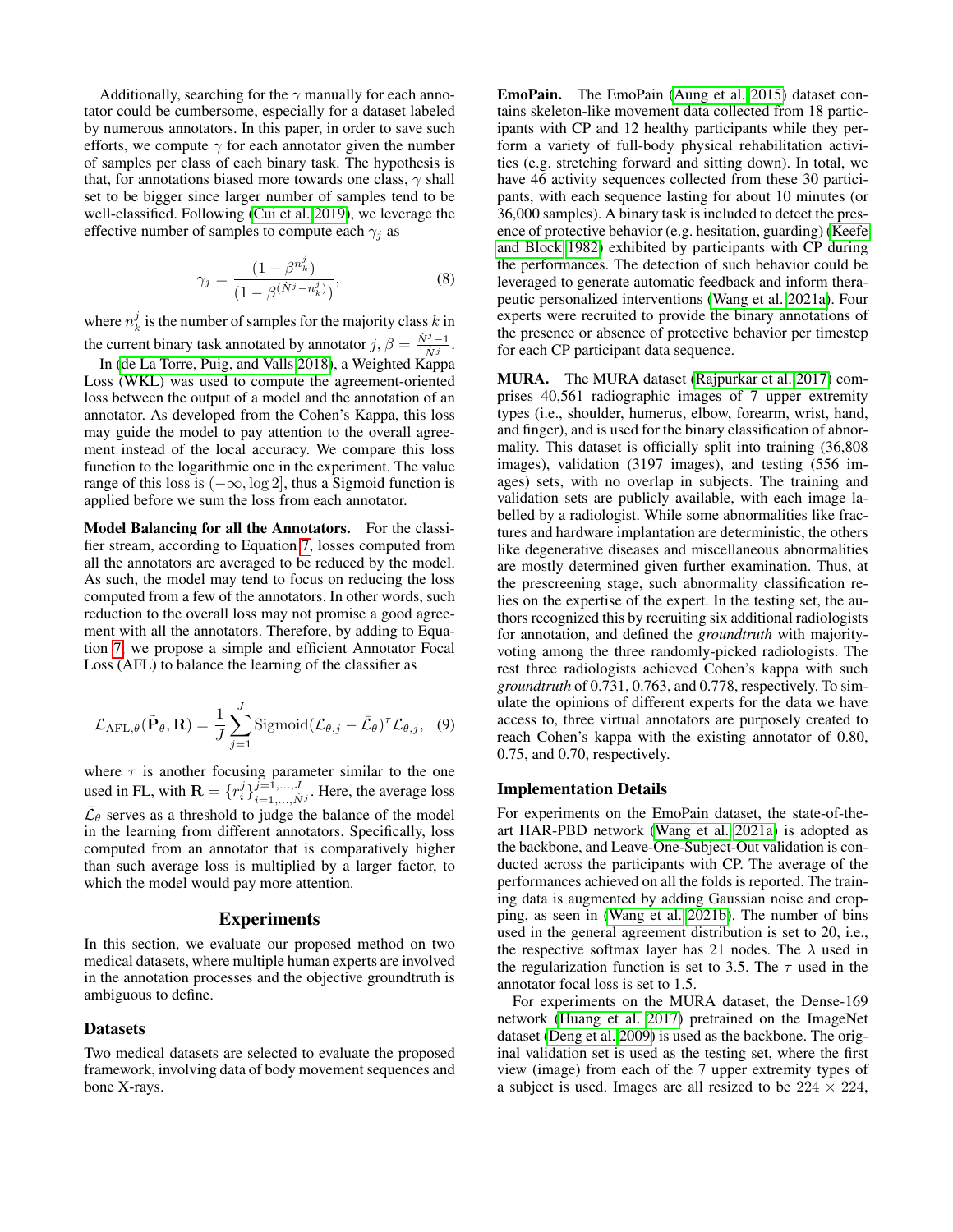Additionally, searching for the $\gamma$ manually for each annotator could be cumbersome, especially for a dataset labeled by numerous annotators. In this paper, in order to save such efforts, we compute $\gamma$ for each annotator given the number of samples per class of each binary task. The hypothesis is that, for annotations biased more towards one class, $\gamma$ shall set to be bigger since larger number of samples tend to be well-classified. Following (Cui et al. 2019), we leverage the effective number of samples to compute each $\gamma_j$ as

$$\gamma_j = \frac{(1-\beta^{n_k^j})}{(1-\beta^{(\dot{N}^j - n_k^j)})}, \tag{8}$$

where $n_k^j$ is the number of samples for the majority class $k$ in the current binary task annotated by annotator $j$, $\beta = \frac{\dot{N}^j - 1}{\dot{N}^j}$.

In (de La Torre, Puig, and Valls 2018), a Weighted Kappa Loss (WKL) was used to compute the agreement-oriented loss between the output of a model and the annotation of an annotator. As developed from the Cohen's Kappa, this loss may guide the model to pay attention to the overall agreement instead of the local accuracy. We compare this loss function to the logarithmic one in the experiment. The value range of this loss is $(-\infty, \log 2]$, thus a Sigmoid function is applied before we sum the loss from each annotator.

**Model Balancing for all the Annotators.** For the classifier stream, according to Equation 7, losses computed from all the annotators are averaged to be reduced by the model. As such, the model may tend to focus on reducing the loss computed from a few of the annotators. In other words, such reduction to the overall loss may not promise a good agreement with all the annotators. Therefore, by adding to Equation 7, we propose a simple and efficient Annotator Focal Loss (AFL) to balance the learning of the classifier as

$$\mathcal{L}_{\text{AFL},\theta}(\tilde{\mathbf{P}}_\theta, \mathbf{R}) = \frac{1}{J}\sum_{j=1}^{J} \text{Sigmoid}(\mathcal{L}_{\theta,j} - \bar{\mathcal{L}}_\theta)^\tau \mathcal{L}_{\theta,j}, \tag{9}$$

where $\tau$ is another focusing parameter similar to the one used in FL, with $\mathbf{R} = \{r_i^j\}_{i=1,\ldots,\dot{N}^j}^{j=1,\ldots,J}$. Here, the average loss $\bar{\mathcal{L}}_\theta$ serves as a threshold to judge the balance of the model in the learning from different annotators. Specifically, loss computed from an annotator that is comparatively higher than such average loss is multiplied by a larger factor, to which the model would pay more attention.

## Experiments

In this section, we evaluate our proposed method on two medical datasets, where multiple human experts are involved in the annotation processes and the objective groundtruth is ambiguous to define.

### Datasets

Two medical datasets are selected to evaluate the proposed framework, involving data of body movement sequences and bone X-rays.

**EmoPain.** The EmoPain (Aung et al. 2015) dataset contains skeleton-like movement data collected from 18 participants with CP and 12 healthy participants while they perform a variety of full-body physical rehabilitation activities (e.g. stretching forward and sitting down). In total, we have 46 activity sequences collected from these 30 participants, with each sequence lasting for about 10 minutes (or 36,000 samples). A binary task is included to detect the presence of protective behavior (e.g. hesitation, guarding) (Keefe and Block 1982) exhibited by participants with CP during the performances. The detection of such behavior could be leveraged to generate automatic feedback and inform therapeutic personalized interventions (Wang et al. 2021a). Four experts were recruited to provide the binary annotations of the presence or absence of protective behavior per timestep for each CP participant data sequence.

**MURA.** The MURA dataset (Rajpurkar et al. 2017) comprises 40,561 radiographic images of 7 upper extremity types (i.e., shoulder, humerus, elbow, forearm, wrist, hand, and finger), and is used for the binary classification of abnormality. This dataset is officially split into training (36,808 images), validation (3197 images), and testing (556 images) sets, with no overlap in subjects. The training and validation sets are publicly available, with each image labelled by a radiologist. While some abnormalities like fractures and hardware implantation are deterministic, the others like degenerative diseases and miscellaneous abnormalities are mostly determined given further examination. Thus, at the prescreening stage, such abnormality classification relies on the expertise of the expert. In the testing set, the authors recognized this by recruiting six additional radiologists for annotation, and defined the *groundtruth* with majority-voting among the three randomly-picked radiologists. The rest three radiologists achieved Cohen's kappa with such *groundtruth* of 0.731, 0.763, and 0.778, respectively. To simulate the opinions of different experts for the data we have access to, three virtual annotators are purposely created to reach Cohen's kappa with the existing annotator of 0.80, 0.75, and 0.70, respectively.

### Implementation Details

For experiments on the EmoPain dataset, the state-of-the-art HAR-PBD network (Wang et al. 2021a) is adopted as the backbone, and Leave-One-Subject-Out validation is conducted across the participants with CP. The average of the performances achieved on all the folds is reported. The training data is augmented by adding Gaussian noise and cropping, as seen in (Wang et al. 2021b). The number of bins used in the general agreement distribution is set to 20, i.e., the respective softmax layer has 21 nodes. The $\lambda$ used in the regularization function is set to 3.5. The $\tau$ used in the annotator focal loss is set to 1.5.

For experiments on the MURA dataset, the Dense-169 network (Huang et al. 2017) pretrained on the ImageNet dataset (Deng et al. 2009) is used as the backbone. The original validation set is used as the testing set, where the first view (image) from each of the 7 upper extremity types of a subject is used. Images are all resized to be $224 \times 224$,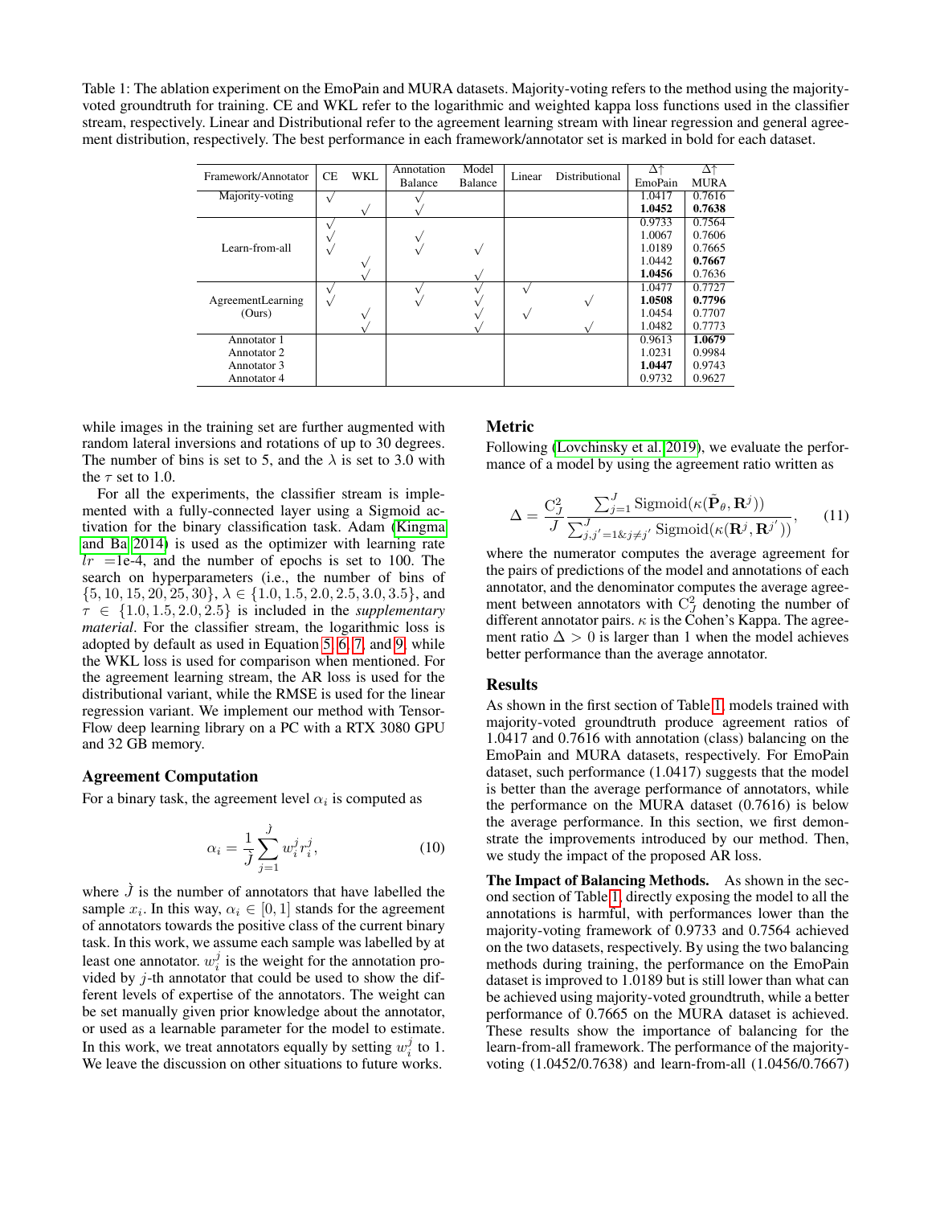Table 1: The ablation experiment on the EmoPain and MURA datasets. Majority-voting refers to the method using the majority-voted groundtruth for training. CE and WKL refer to the logarithmic and weighted kappa loss functions used in the classifier stream, respectively. Linear and Distributional refer to the agreement learning stream with linear regression and general agreement distribution, respectively. The best performance in each framework/annotator set is marked in bold for each dataset.

| Framework/Annotator | CE | WKL | Annotation Balance | Model Balance | Linear | Distributional | Δ↑ EmoPain | Δ↑ MURA |
|---|---|---|---|---|---|---|---|---|
| Majority-voting | √ | | √ | | | | 1.0417 | 0.7616 |
| | | √ | √ | | | | **1.0452** | **0.7638** |
| Learn-from-all | √ | | | | | | 0.9733 | 0.7564 |
| | √ | | √ | | | | 1.0067 | 0.7606 |
| | √ | | √ | √ | | | 1.0189 | 0.7665 |
| | | √ | | | | | 1.0442 | **0.7667** |
| | | √ | | √ | | | **1.0456** | 0.7636 |
| AgreementLearning (Ours) | √ | | √ | √ | √ | | 1.0477 | 0.7727 |
| | √ | | √ | √ | | √ | **1.0508** | **0.7796** |
| | | √ | | √ | √ | | 1.0454 | 0.7707 |
| | | √ | | √ | | √ | 1.0482 | 0.7773 |
| Annotator 1 | | | | | | | 0.9613 | **1.0679** |
| Annotator 2 | | | | | | | 1.0231 | 0.9984 |
| Annotator 3 | | | | | | | **1.0447** | 0.9743 |
| Annotator 4 | | | | | | | 0.9732 | 0.9627 |

while images in the training set are further augmented with random lateral inversions and rotations of up to 30 degrees. The number of bins is set to 5, and the $\lambda$ is set to 3.0 with the $\tau$ set to 1.0.

For all the experiments, the classifier stream is implemented with a fully-connected layer using a Sigmoid activation for the binary classification task. Adam (Kingma and Ba 2014) is used as the optimizer with learning rate $lr$ =1e-4, and the number of epochs is set to 100. The search on hyperparameters (i.e., the number of bins of $\{5, 10, 15, 20, 25, 30\}$, $\lambda \in \{1.0, 1.5, 2.0, 2.5, 3.0, 3.5\}$, and $\tau \in \{1.0, 1.5, 2.0, 2.5\}$ is included in the *supplementary material*. For the classifier stream, the logarithmic loss is adopted by default as used in Equation 5, 6, 7, and 9, while the WKL loss is used for comparison when mentioned. For the agreement learning stream, the AR loss is used for the distributional variant, while the RMSE is used for the linear regression variant. We implement our method with TensorFlow deep learning library on a PC with a RTX 3080 GPU and 32 GB memory.

### Agreement Computation

For a binary task, the agreement level $\alpha_i$ is computed as

$$\alpha_i = \frac{1}{\grave{J}} \sum_{j=1}^{\grave{J}} w_i^j r_i^j, \tag{10}$$

where $\grave{J}$ is the number of annotators that have labelled the sample $x_i$. In this way, $\alpha_i \in [0, 1]$ stands for the agreement of annotators towards the positive class of the current binary task. In this work, we assume each sample was labelled by at least one annotator. $w_i^j$ is the weight for the annotation provided by $j$-th annotator that could be used to show the different levels of expertise of the annotators. The weight can be set manually given prior knowledge about the annotator, or used as a learnable parameter for the model to estimate. In this work, we treat annotators equally by setting $w_i^j$ to 1. We leave the discussion on other situations to future works.

### Metric

Following (Lovchinsky et al. 2019), we evaluate the performance of a model by using the agreement ratio written as

$$\Delta = \frac{\mathrm{C}_J^2}{J} \frac{\sum_{j=1}^{J} \mathrm{Sigmoid}(\kappa(\tilde{\mathbf{P}}_\theta, \mathbf{R}^j))}{\sum_{j,j'=1 \& j \neq j'}^{J} \mathrm{Sigmoid}(\kappa(\mathbf{R}^j, \mathbf{R}^{j'}))}, \tag{11}$$

where the numerator computes the average agreement for the pairs of predictions of the model and annotations of each annotator, and the denominator computes the average agreement between annotators with $\mathrm{C}_J^2$ denoting the number of different annotator pairs. $\kappa$ is the Cohen's Kappa. The agreement ratio $\Delta > 0$ is larger than 1 when the model achieves better performance than the average annotator.

### Results

As shown in the first section of Table 1, models trained with majority-voted groundtruth produce agreement ratios of 1.0417 and 0.7616 with annotation (class) balancing on the EmoPain and MURA datasets, respectively. For EmoPain dataset, such performance (1.0417) suggests that the model is better than the average performance of annotators, while the performance on the MURA dataset (0.7616) is below the average performance. In this section, we first demonstrate the improvements introduced by our method. Then, we study the impact of the proposed AR loss.

**The Impact of Balancing Methods.** As shown in the second section of Table 1, directly exposing the model to all the annotations is harmful, with performances lower than the majority-voting framework of 0.9733 and 0.7564 achieved on the two datasets, respectively. By using the two balancing methods during training, the performance on the EmoPain dataset is improved to 1.0189 but is still lower than what can be achieved using majority-voted groundtruth, while a better performance of 0.7665 on the MURA dataset is achieved. These results show the importance of balancing for the learn-from-all framework. The performance of the majority-voting (1.0452/0.7638) and learn-from-all (1.0456/0.7667)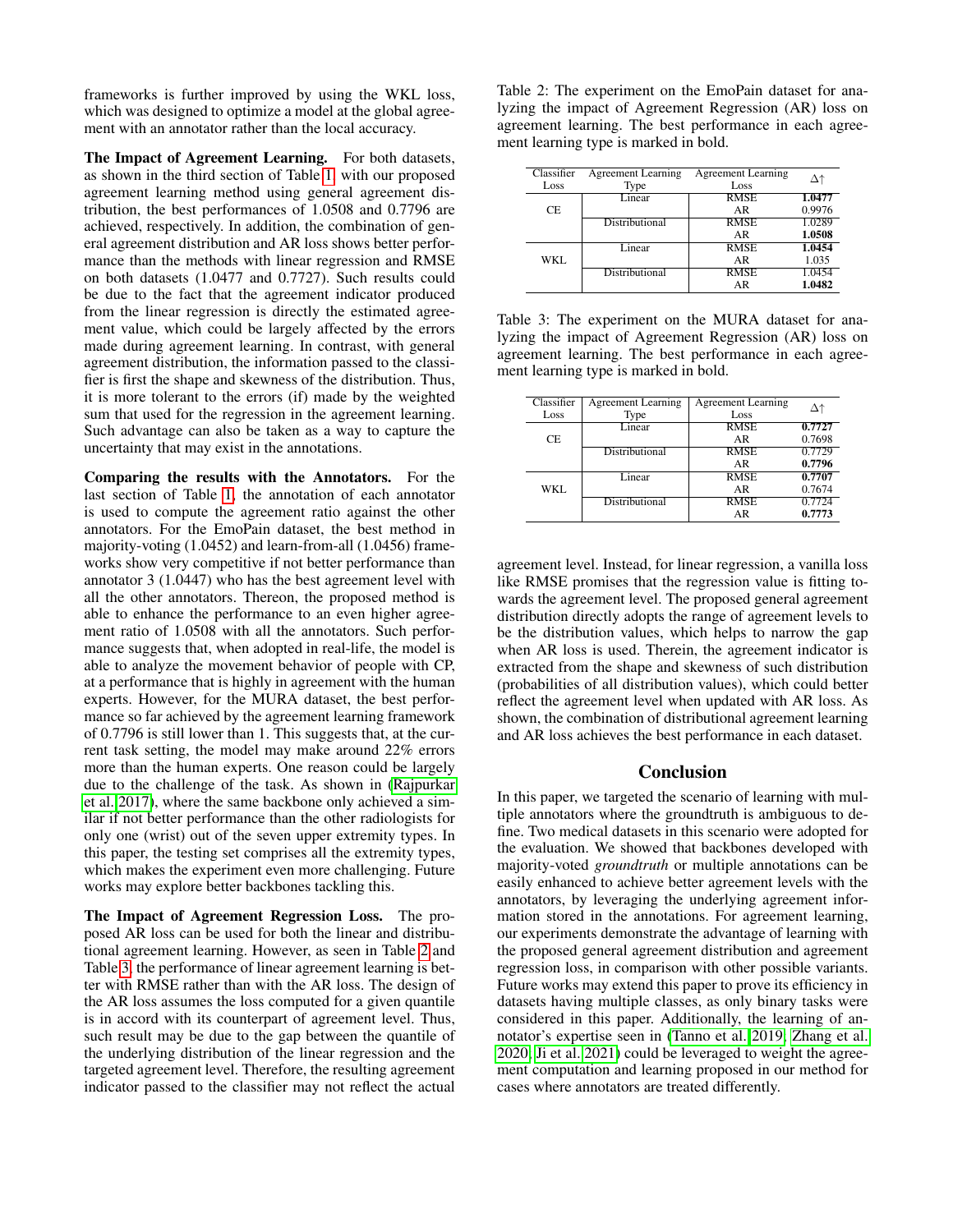frameworks is further improved by using the WKL loss, which was designed to optimize a model at the global agreement with an annotator rather than the local accuracy.

**The Impact of Agreement Learning.** For both datasets, as shown in the third section of Table 1, with our proposed agreement learning method using general agreement distribution, the best performances of 1.0508 and 0.7796 are achieved, respectively. In addition, the combination of general agreement distribution and AR loss shows better performance than the methods with linear regression and RMSE on both datasets (1.0477 and 0.7727). Such results could be due to the fact that the agreement indicator produced from the linear regression is directly the estimated agreement value, which could be largely affected by the errors made during agreement learning. In contrast, with general agreement distribution, the information passed to the classifier is first the shape and skewness of the distribution. Thus, it is more tolerant to the errors (if) made by the weighted sum that used for the regression in the agreement learning. Such advantage can also be taken as a way to capture the uncertainty that may exist in the annotations.

**Comparing the results with the Annotators.** For the last section of Table 1, the annotation of each annotator is used to compute the agreement ratio against the other annotators. For the EmoPain dataset, the best method in majority-voting (1.0452) and learn-from-all (1.0456) frameworks show very competitive if not better performance than annotator 3 (1.0447) who has the best agreement level with all the other annotators. Thereon, the proposed method is able to enhance the performance to an even higher agreement ratio of 1.0508 with all the annotators. Such performance suggests that, when adopted in real-life, the model is able to analyze the movement behavior of people with CP, at a performance that is highly in agreement with the human experts. However, for the MURA dataset, the best performance so far achieved by the agreement learning framework of 0.7796 is still lower than 1. This suggests that, at the current task setting, the model may make around 22% errors more than the human experts. One reason could be largely due to the challenge of the task. As shown in (Rajpurkar et al. 2017), where the same backbone only achieved a similar if not better performance than the other radiologists for only one (wrist) out of the seven upper extremity types. In this paper, the testing set comprises all the extremity types, which makes the experiment even more challenging. Future works may explore better backbones tackling this.

**The Impact of Agreement Regression Loss.** The proposed AR loss can be used for both the linear and distributional agreement learning. However, as seen in Table 2 and Table 3, the performance of linear agreement learning is better with RMSE rather than with the AR loss. The design of the AR loss assumes the loss computed for a given quantile is in accord with its counterpart of agreement level. Thus, such result may be due to the gap between the quantile of the underlying distribution of the linear regression and the targeted agreement level. Therefore, the resulting agreement indicator passed to the classifier may not reflect the actual agreement level. Instead, for linear regression, a vanilla loss like RMSE promises that the regression value is fitting towards the agreement level. The proposed general agreement distribution directly adopts the range of agreement levels to be the distribution values, which helps to narrow the gap when AR loss is used. Therein, the agreement indicator is extracted from the shape and skewness of such distribution (probabilities of all distribution values), which could better reflect the agreement level when updated with AR loss. As shown, the combination of distributional agreement learning and AR loss achieves the best performance in each dataset.

Table 2: The experiment on the EmoPain dataset for analyzing the impact of Agreement Regression (AR) loss on agreement learning. The best performance in each agreement learning type is marked in bold.

| Classifier Loss | Agreement Learning Type | Agreement Learning Loss | $\Delta\uparrow$ |
|---|---|---|---|
| CE | Linear | RMSE | **1.0477** |
| | | AR | 0.9976 |
| | Distributional | RMSE | 1.0289 |
| | | AR | **1.0508** |
| WKL | Linear | RMSE | **1.0454** |
| | | AR | 1.035 |
| | Distributional | RMSE | 1.0454 |
| | | AR | **1.0482** |

Table 3: The experiment on the MURA dataset for analyzing the impact of Agreement Regression (AR) loss on agreement learning. The best performance in each agreement learning type is marked in bold.

| Classifier Loss | Agreement Learning Type | Agreement Learning Loss | $\Delta\uparrow$ |
|---|---|---|---|
| CE | Linear | RMSE | **0.7727** |
| | | AR | 0.7698 |
| | Distributional | RMSE | 0.7729 |
| | | AR | **0.7796** |
| WKL | Linear | RMSE | **0.7707** |
| | | AR | 0.7674 |
| | Distributional | RMSE | 0.7724 |
| | | AR | **0.7773** |

## Conclusion

In this paper, we targeted the scenario of learning with multiple annotators where the groundtruth is ambiguous to define. Two medical datasets in this scenario were adopted for the evaluation. We showed that backbones developed with majority-voted *groundtruth* or multiple annotations can be easily enhanced to achieve better agreement levels with the annotators, by leveraging the underlying agreement information stored in the annotations. For agreement learning, our experiments demonstrate the advantage of learning with the proposed general agreement distribution and agreement regression loss, in comparison with other possible variants. Future works may extend this paper to prove its efficiency in datasets having multiple classes, as only binary tasks were considered in this paper. Additionally, the learning of annotator's expertise seen in (Tanno et al. 2019; Zhang et al. 2020; Ji et al. 2021) could be leveraged to weight the agreement computation and learning proposed in our method for cases where annotators are treated differently.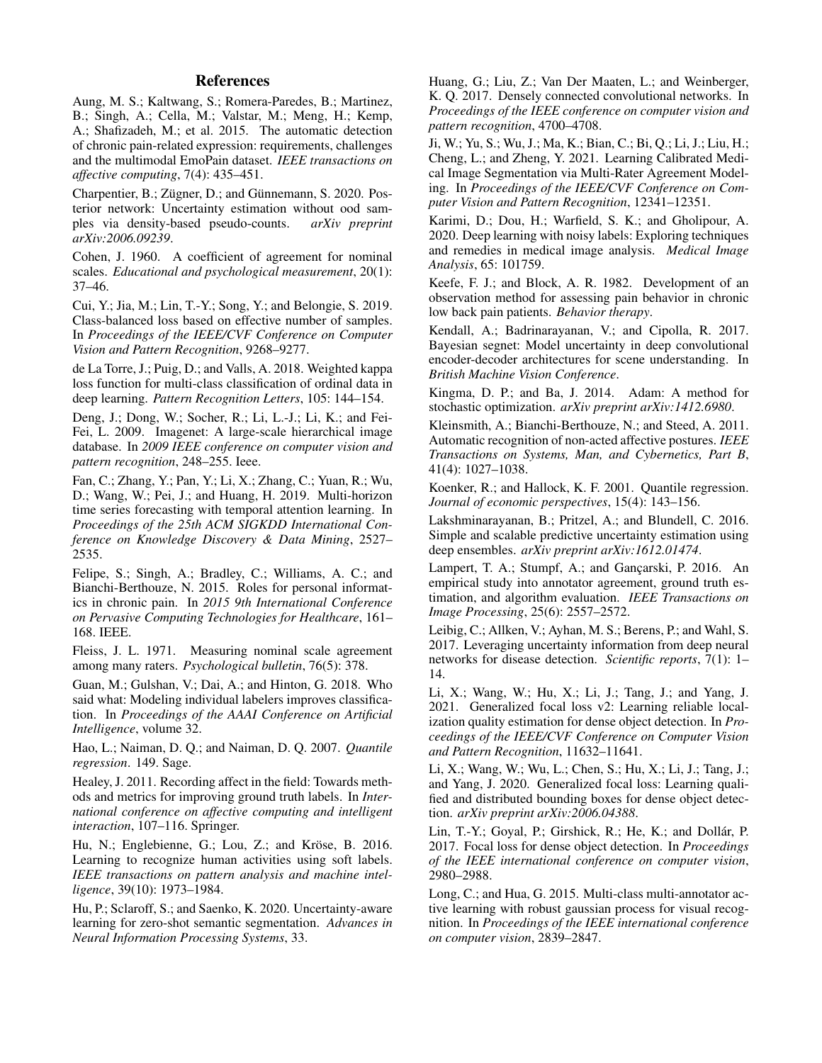## References

Aung, M. S.; Kaltwang, S.; Romera-Paredes, B.; Martinez, B.; Singh, A.; Cella, M.; Valstar, M.; Meng, H.; Kemp, A.; Shafizadeh, M.; et al. 2015. The automatic detection of chronic pain-related expression: requirements, challenges and the multimodal EmoPain dataset. *IEEE transactions on affective computing*, 7(4): 435–451.

Charpentier, B.; Zügner, D.; and Günnemann, S. 2020. Posterior network: Uncertainty estimation without ood samples via density-based pseudo-counts. *arXiv preprint arXiv:2006.09239*.

Cohen, J. 1960. A coefficient of agreement for nominal scales. *Educational and psychological measurement*, 20(1): 37–46.

Cui, Y.; Jia, M.; Lin, T.-Y.; Song, Y.; and Belongie, S. 2019. Class-balanced loss based on effective number of samples. In *Proceedings of the IEEE/CVF Conference on Computer Vision and Pattern Recognition*, 9268–9277.

de La Torre, J.; Puig, D.; and Valls, A. 2018. Weighted kappa loss function for multi-class classification of ordinal data in deep learning. *Pattern Recognition Letters*, 105: 144–154.

Deng, J.; Dong, W.; Socher, R.; Li, L.-J.; Li, K.; and Fei-Fei, L. 2009. Imagenet: A large-scale hierarchical image database. In *2009 IEEE conference on computer vision and pattern recognition*, 248–255. Ieee.

Fan, C.; Zhang, Y.; Pan, Y.; Li, X.; Zhang, C.; Yuan, R.; Wu, D.; Wang, W.; Pei, J.; and Huang, H. 2019. Multi-horizon time series forecasting with temporal attention learning. In *Proceedings of the 25th ACM SIGKDD International Conference on Knowledge Discovery & Data Mining*, 2527–2535.

Felipe, S.; Singh, A.; Bradley, C.; Williams, A. C.; and Bianchi-Berthouze, N. 2015. Roles for personal informatics in chronic pain. In *2015 9th International Conference on Pervasive Computing Technologies for Healthcare*, 161–168. IEEE.

Fleiss, J. L. 1971. Measuring nominal scale agreement among many raters. *Psychological bulletin*, 76(5): 378.

Guan, M.; Gulshan, V.; Dai, A.; and Hinton, G. 2018. Who said what: Modeling individual labelers improves classification. In *Proceedings of the AAAI Conference on Artificial Intelligence*, volume 32.

Hao, L.; Naiman, D. Q.; and Naiman, D. Q. 2007. *Quantile regression*. 149. Sage.

Healey, J. 2011. Recording affect in the field: Towards methods and metrics for improving ground truth labels. In *International conference on affective computing and intelligent interaction*, 107–116. Springer.

Hu, N.; Englebienne, G.; Lou, Z.; and Kröse, B. 2016. Learning to recognize human activities using soft labels. *IEEE transactions on pattern analysis and machine intelligence*, 39(10): 1973–1984.

Hu, P.; Sclaroff, S.; and Saenko, K. 2020. Uncertainty-aware learning for zero-shot semantic segmentation. *Advances in Neural Information Processing Systems*, 33.

Huang, G.; Liu, Z.; Van Der Maaten, L.; and Weinberger, K. Q. 2017. Densely connected convolutional networks. In *Proceedings of the IEEE conference on computer vision and pattern recognition*, 4700–4708.

Ji, W.; Yu, S.; Wu, J.; Ma, K.; Bian, C.; Bi, Q.; Li, J.; Liu, H.; Cheng, L.; and Zheng, Y. 2021. Learning Calibrated Medical Image Segmentation via Multi-Rater Agreement Modeling. In *Proceedings of the IEEE/CVF Conference on Computer Vision and Pattern Recognition*, 12341–12351.

Karimi, D.; Dou, H.; Warfield, S. K.; and Gholipour, A. 2020. Deep learning with noisy labels: Exploring techniques and remedies in medical image analysis. *Medical Image Analysis*, 65: 101759.

Keefe, F. J.; and Block, A. R. 1982. Development of an observation method for assessing pain behavior in chronic low back pain patients. *Behavior therapy*.

Kendall, A.; Badrinarayanan, V.; and Cipolla, R. 2017. Bayesian segnet: Model uncertainty in deep convolutional encoder-decoder architectures for scene understanding. In *British Machine Vision Conference*.

Kingma, D. P.; and Ba, J. 2014. Adam: A method for stochastic optimization. *arXiv preprint arXiv:1412.6980*.

Kleinsmith, A.; Bianchi-Berthouze, N.; and Steed, A. 2011. Automatic recognition of non-acted affective postures. *IEEE Transactions on Systems, Man, and Cybernetics, Part B*, 41(4): 1027–1038.

Koenker, R.; and Hallock, K. F. 2001. Quantile regression. *Journal of economic perspectives*, 15(4): 143–156.

Lakshminarayanan, B.; Pritzel, A.; and Blundell, C. 2016. Simple and scalable predictive uncertainty estimation using deep ensembles. *arXiv preprint arXiv:1612.01474*.

Lampert, T. A.; Stumpf, A.; and Gançarski, P. 2016. An empirical study into annotator agreement, ground truth estimation, and algorithm evaluation. *IEEE Transactions on Image Processing*, 25(6): 2557–2572.

Leibig, C.; Allken, V.; Ayhan, M. S.; Berens, P.; and Wahl, S. 2017. Leveraging uncertainty information from deep neural networks for disease detection. *Scientific reports*, 7(1): 1–14.

Li, X.; Wang, W.; Hu, X.; Li, J.; Tang, J.; and Yang, J. 2021. Generalized focal loss v2: Learning reliable localization quality estimation for dense object detection. In *Proceedings of the IEEE/CVF Conference on Computer Vision and Pattern Recognition*, 11632–11641.

Li, X.; Wang, W.; Wu, L.; Chen, S.; Hu, X.; Li, J.; Tang, J.; and Yang, J. 2020. Generalized focal loss: Learning qualified and distributed bounding boxes for dense object detection. *arXiv preprint arXiv:2006.04388*.

Lin, T.-Y.; Goyal, P.; Girshick, R.; He, K.; and Dollár, P. 2017. Focal loss for dense object detection. In *Proceedings of the IEEE international conference on computer vision*, 2980–2988.

Long, C.; and Hua, G. 2015. Multi-class multi-annotator active learning with robust gaussian process for visual recognition. In *Proceedings of the IEEE international conference on computer vision*, 2839–2847.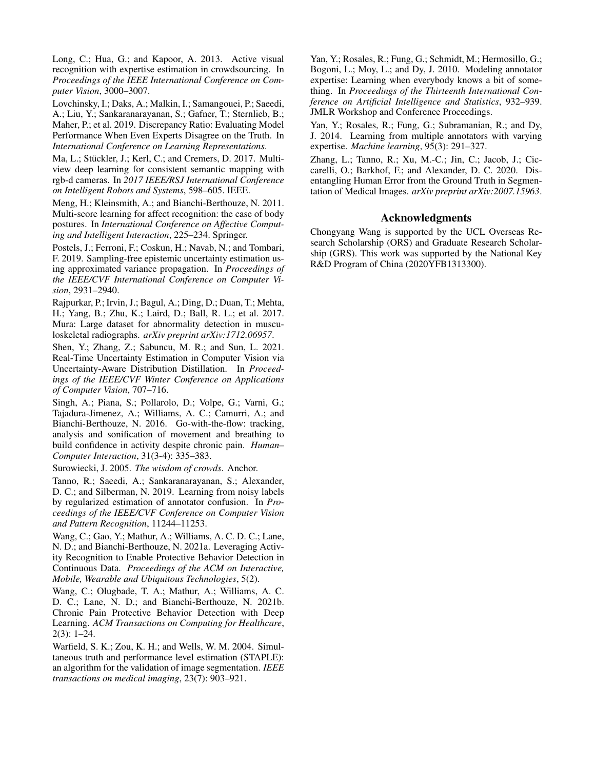Long, C.; Hua, G.; and Kapoor, A. 2013. Active visual recognition with expertise estimation in crowdsourcing. In *Proceedings of the IEEE International Conference on Computer Vision*, 3000–3007.

Lovchinsky, I.; Daks, A.; Malkin, I.; Samangouei, P.; Saeedi, A.; Liu, Y.; Sankaranarayanan, S.; Gafner, T.; Sternlieb, B.; Maher, P.; et al. 2019. Discrepancy Ratio: Evaluating Model Performance When Even Experts Disagree on the Truth. In *International Conference on Learning Representations*.

Ma, L.; Stückler, J.; Kerl, C.; and Cremers, D. 2017. Multi-view deep learning for consistent semantic mapping with rgb-d cameras. In *2017 IEEE/RSJ International Conference on Intelligent Robots and Systems*, 598–605. IEEE.

Meng, H.; Kleinsmith, A.; and Bianchi-Berthouze, N. 2011. Multi-score learning for affect recognition: the case of body postures. In *International Conference on Affective Computing and Intelligent Interaction*, 225–234. Springer.

Postels, J.; Ferroni, F.; Coskun, H.; Navab, N.; and Tombari, F. 2019. Sampling-free epistemic uncertainty estimation using approximated variance propagation. In *Proceedings of the IEEE/CVF International Conference on Computer Vision*, 2931–2940.

Rajpurkar, P.; Irvin, J.; Bagul, A.; Ding, D.; Duan, T.; Mehta, H.; Yang, B.; Zhu, K.; Laird, D.; Ball, R. L.; et al. 2017. Mura: Large dataset for abnormality detection in musculoskeletal radiographs. *arXiv preprint arXiv:1712.06957*.

Shen, Y.; Zhang, Z.; Sabuncu, M. R.; and Sun, L. 2021. Real-Time Uncertainty Estimation in Computer Vision via Uncertainty-Aware Distribution Distillation. In *Proceedings of the IEEE/CVF Winter Conference on Applications of Computer Vision*, 707–716.

Singh, A.; Piana, S.; Pollarolo, D.; Volpe, G.; Varni, G.; Tajadura-Jimenez, A.; Williams, A. C.; Camurri, A.; and Bianchi-Berthouze, N. 2016. Go-with-the-flow: tracking, analysis and sonification of movement and breathing to build confidence in activity despite chronic pain. *Human–Computer Interaction*, 31(3-4): 335–383.

Surowiecki, J. 2005. *The wisdom of crowds*. Anchor.

Tanno, R.; Saeedi, A.; Sankaranarayanan, S.; Alexander, D. C.; and Silberman, N. 2019. Learning from noisy labels by regularized estimation of annotator confusion. In *Proceedings of the IEEE/CVF Conference on Computer Vision and Pattern Recognition*, 11244–11253.

Wang, C.; Gao, Y.; Mathur, A.; Williams, A. C. D. C.; Lane, N. D.; and Bianchi-Berthouze, N. 2021a. Leveraging Activity Recognition to Enable Protective Behavior Detection in Continuous Data. *Proceedings of the ACM on Interactive, Mobile, Wearable and Ubiquitous Technologies*, 5(2).

Wang, C.; Olugbade, T. A.; Mathur, A.; Williams, A. C. D. C.; Lane, N. D.; and Bianchi-Berthouze, N. 2021b. Chronic Pain Protective Behavior Detection with Deep Learning. *ACM Transactions on Computing for Healthcare*, 2(3): 1–24.

Warfield, S. K.; Zou, K. H.; and Wells, W. M. 2004. Simultaneous truth and performance level estimation (STAPLE): an algorithm for the validation of image segmentation. *IEEE transactions on medical imaging*, 23(7): 903–921.

Yan, Y.; Rosales, R.; Fung, G.; Schmidt, M.; Hermosillo, G.; Bogoni, L.; Moy, L.; and Dy, J. 2010. Modeling annotator expertise: Learning when everybody knows a bit of something. In *Proceedings of the Thirteenth International Conference on Artificial Intelligence and Statistics*, 932–939. JMLR Workshop and Conference Proceedings.

Yan, Y.; Rosales, R.; Fung, G.; Subramanian, R.; and Dy, J. 2014. Learning from multiple annotators with varying expertise. *Machine learning*, 95(3): 291–327.

Zhang, L.; Tanno, R.; Xu, M.-C.; Jin, C.; Jacob, J.; Ciccarelli, O.; Barkhof, F.; and Alexander, D. C. 2020. Disentangling Human Error from the Ground Truth in Segmentation of Medical Images. *arXiv preprint arXiv:2007.15963*.

## Acknowledgments

Chongyang Wang is supported by the UCL Overseas Research Scholarship (ORS) and Graduate Research Scholarship (GRS). This work was supported by the National Key R&D Program of China (2020YFB1313300).